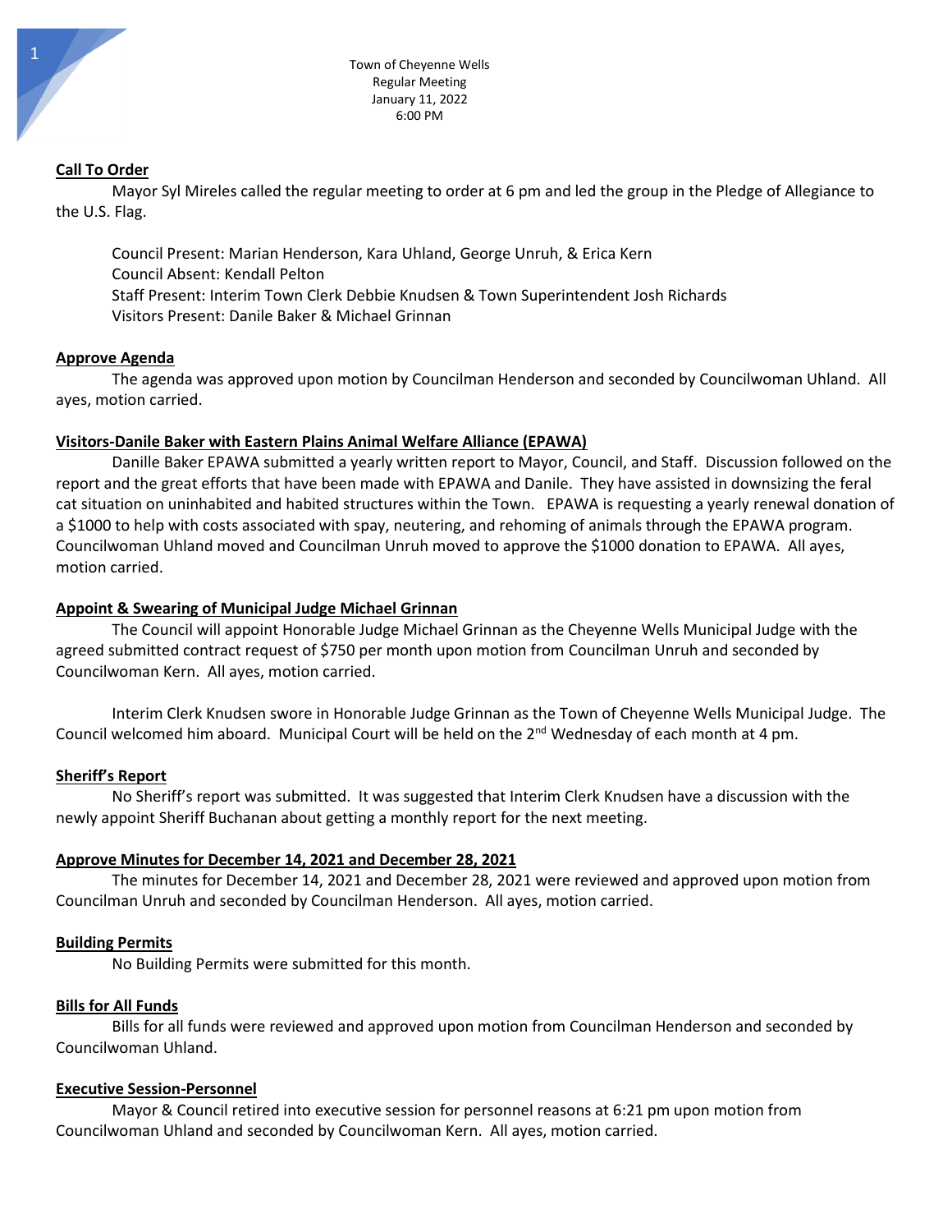Town of Cheyenne Wells
Regular Meeting
January 11, 2022
6:00 PM

**Call To Order**

Mayor Syl Mireles called the regular meeting to order at 6 pm and led the group in the Pledge of Allegiance to the U.S. Flag.

Council Present: Marian Henderson, Kara Uhland, George Unruh, & Erica Kern
Council Absent: Kendall Pelton
Staff Present: Interim Town Clerk Debbie Knudsen & Town Superintendent Josh Richards
Visitors Present: Danile Baker & Michael Grinnan

**Approve Agenda**

The agenda was approved upon motion by Councilman Henderson and seconded by Councilwoman Uhland. All ayes, motion carried.

**Visitors-Danile Baker with Eastern Plains Animal Welfare Alliance (EPAWA)**

Danille Baker EPAWA submitted a yearly written report to Mayor, Council, and Staff. Discussion followed on the report and the great efforts that have been made with EPAWA and Danile. They have assisted in downsizing the feral cat situation on uninhabited and habited structures within the Town. EPAWA is requesting a yearly renewal donation of a $1000 to help with costs associated with spay, neutering, and rehoming of animals through the EPAWA program. Councilwoman Uhland moved and Councilman Unruh moved to approve the $1000 donation to EPAWA. All ayes, motion carried.

**Appoint & Swearing of Municipal Judge Michael Grinnan**

The Council will appoint Honorable Judge Michael Grinnan as the Cheyenne Wells Municipal Judge with the agreed submitted contract request of $750 per month upon motion from Councilman Unruh and seconded by Councilwoman Kern. All ayes, motion carried.

Interim Clerk Knudsen swore in Honorable Judge Grinnan as the Town of Cheyenne Wells Municipal Judge. The Council welcomed him aboard. Municipal Court will be held on the 2nd Wednesday of each month at 4 pm.

**Sheriff's Report**

No Sheriff's report was submitted. It was suggested that Interim Clerk Knudsen have a discussion with the newly appoint Sheriff Buchanan about getting a monthly report for the next meeting.

**Approve Minutes for December 14, 2021 and December 28, 2021**

The minutes for December 14, 2021 and December 28, 2021 were reviewed and approved upon motion from Councilman Unruh and seconded by Councilman Henderson. All ayes, motion carried.

**Building Permits**

No Building Permits were submitted for this month.

**Bills for All Funds**

Bills for all funds were reviewed and approved upon motion from Councilman Henderson and seconded by Councilwoman Uhland.

**Executive Session-Personnel**

Mayor & Council retired into executive session for personnel reasons at 6:21 pm upon motion from Councilwoman Uhland and seconded by Councilwoman Kern. All ayes, motion carried.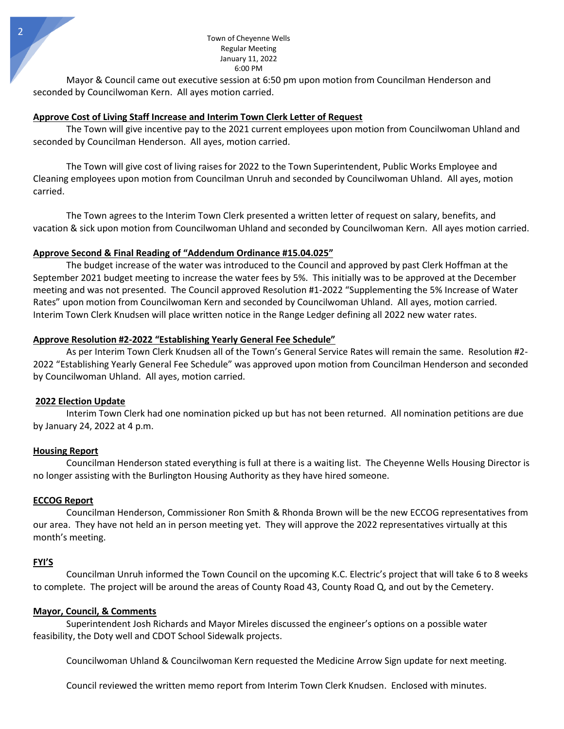Mayor & Council came out executive session at 6:50 pm upon motion from Councilman Henderson and seconded by Councilwoman Kern. All ayes motion carried.

**Approve Cost of Living Staff Increase and Interim Town Clerk Letter of Request**

The Town will give incentive pay to the 2021 current employees upon motion from Councilwoman Uhland and seconded by Councilman Henderson. All ayes, motion carried.

The Town will give cost of living raises for 2022 to the Town Superintendent, Public Works Employee and Cleaning employees upon motion from Councilman Unruh and seconded by Councilwoman Uhland. All ayes, motion carried.

The Town agrees to the Interim Town Clerk presented a written letter of request on salary, benefits, and vacation & sick upon motion from Councilwoman Uhland and seconded by Councilwoman Kern. All ayes motion carried.

**Approve Second & Final Reading of "Addendum Ordinance #15.04.025"**

The budget increase of the water was introduced to the Council and approved by past Clerk Hoffman at the September 2021 budget meeting to increase the water fees by 5%. This initially was to be approved at the December meeting and was not presented. The Council approved Resolution #1-2022 "Supplementing the 5% Increase of Water Rates" upon motion from Councilwoman Kern and seconded by Councilwoman Uhland. All ayes, motion carried. Interim Town Clerk Knudsen will place written notice in the Range Ledger defining all 2022 new water rates.

**Approve Resolution #2-2022 "Establishing Yearly General Fee Schedule"**

As per Interim Town Clerk Knudsen all of the Town's General Service Rates will remain the same. Resolution #2-2022 "Establishing Yearly General Fee Schedule" was approved upon motion from Councilman Henderson and seconded by Councilwoman Uhland. All ayes, motion carried.

**2022 Election Update**

Interim Town Clerk had one nomination picked up but has not been returned. All nomination petitions are due by January 24, 2022 at 4 p.m.

**Housing Report**

Councilman Henderson stated everything is full at there is a waiting list. The Cheyenne Wells Housing Director is no longer assisting with the Burlington Housing Authority as they have hired someone.

**ECCOG Report**

Councilman Henderson, Commissioner Ron Smith & Rhonda Brown will be the new ECCOG representatives from our area. They have not held an in person meeting yet. They will approve the 2022 representatives virtually at this month's meeting.

**FYI'S**

Councilman Unruh informed the Town Council on the upcoming K.C. Electric's project that will take 6 to 8 weeks to complete. The project will be around the areas of County Road 43, County Road Q, and out by the Cemetery.

**Mayor, Council, & Comments**

Superintendent Josh Richards and Mayor Mireles discussed the engineer's options on a possible water feasibility, the Doty well and CDOT School Sidewalk projects.

Councilwoman Uhland & Councilwoman Kern requested the Medicine Arrow Sign update for next meeting.

Council reviewed the written memo report from Interim Town Clerk Knudsen. Enclosed with minutes.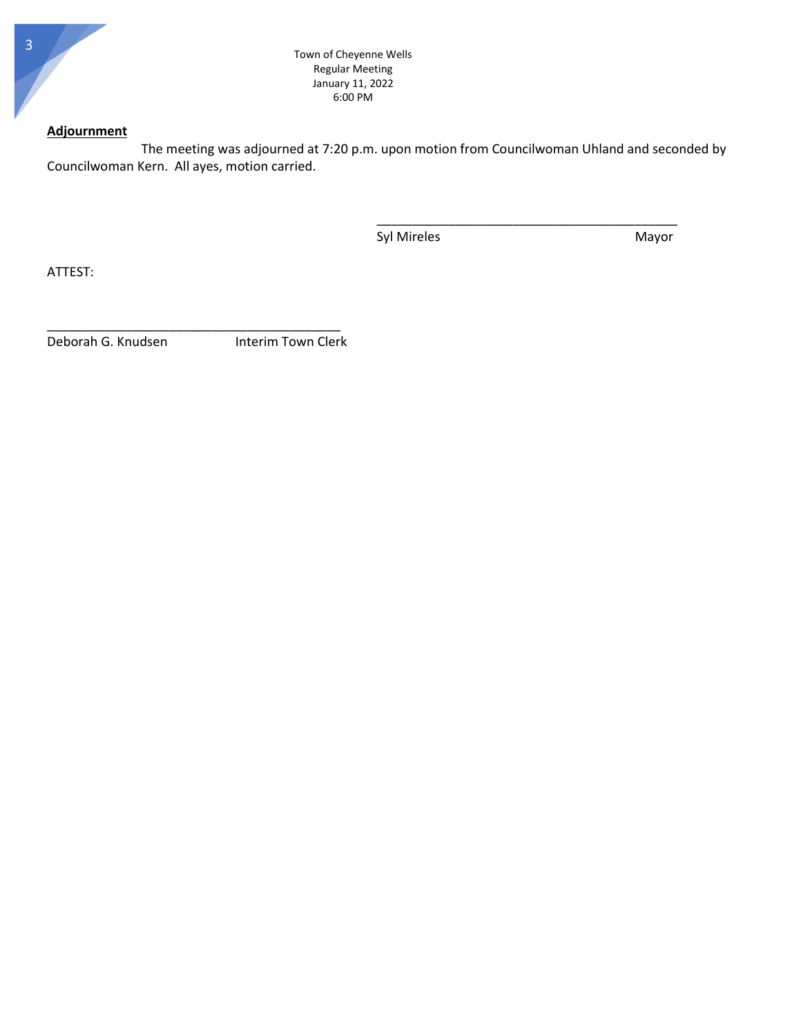Town of Cheyenne Wells
Regular Meeting
January 11, 2022
6:00 PM

**Adjournment**

The meeting was adjourned at 7:20 p.m. upon motion from Councilwoman Uhland and seconded by Councilwoman Kern. All ayes, motion carried.

___________________________________________

Syl Mireles Mayor

ATTEST:

___________________________________________

Deborah G. Knudsen Interim Town Clerk